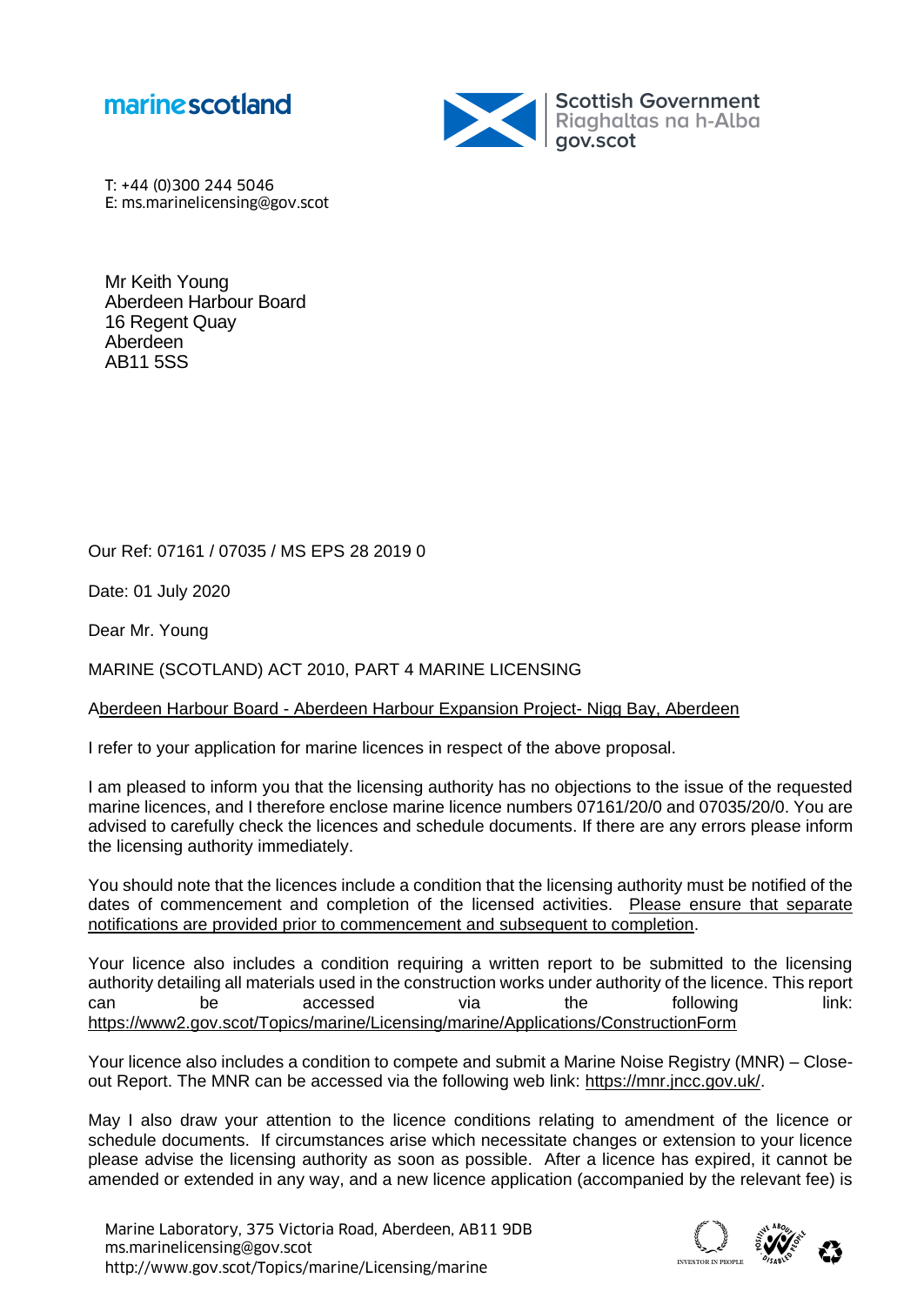marinescotland

Scottish Government
Riaghaltas na h-Alba
gov.scot

T: +44 (0)300 244 5046
E: ms.marinelicensing@gov.scot

Mr Keith Young
Aberdeen Harbour Board
16 Regent Quay
Aberdeen
AB11 5SS

Our Ref: 07161 / 07035 / MS EPS 28 2019 0

Date: 01 July 2020

Dear Mr. Young

MARINE (SCOTLAND) ACT 2010, PART 4 MARINE LICENSING

Aberdeen Harbour Board - Aberdeen Harbour Expansion Project- Nigg Bay, Aberdeen

I refer to your application for marine licences in respect of the above proposal.

I am pleased to inform you that the licensing authority has no objections to the issue of the requested marine licences, and I therefore enclose marine licence numbers 07161/20/0 and 07035/20/0. You are advised to carefully check the licences and schedule documents. If there are any errors please inform the licensing authority immediately.

You should note that the licences include a condition that the licensing authority must be notified of the dates of commencement and completion of the licensed activities. Please ensure that separate notifications are provided prior to commencement and subsequent to completion.

Your licence also includes a condition requiring a written report to be submitted to the licensing authority detailing all materials used in the construction works under authority of the licence. This report can be accessed via the following link: https://www2.gov.scot/Topics/marine/Licensing/marine/Applications/ConstructionForm

Your licence also includes a condition to compete and submit a Marine Noise Registry (MNR) – Close-out Report. The MNR can be accessed via the following web link: https://mnr.jncc.gov.uk/.

May I also draw your attention to the licence conditions relating to amendment of the licence or schedule documents. If circumstances arise which necessitate changes or extension to your licence please advise the licensing authority as soon as possible. After a licence has expired, it cannot be amended or extended in any way, and a new licence application (accompanied by the relevant fee) is

Marine Laboratory, 375 Victoria Road, Aberdeen, AB11 9DB
ms.marinelicensing@gov.scot
http://www.gov.scot/Topics/marine/Licensing/marine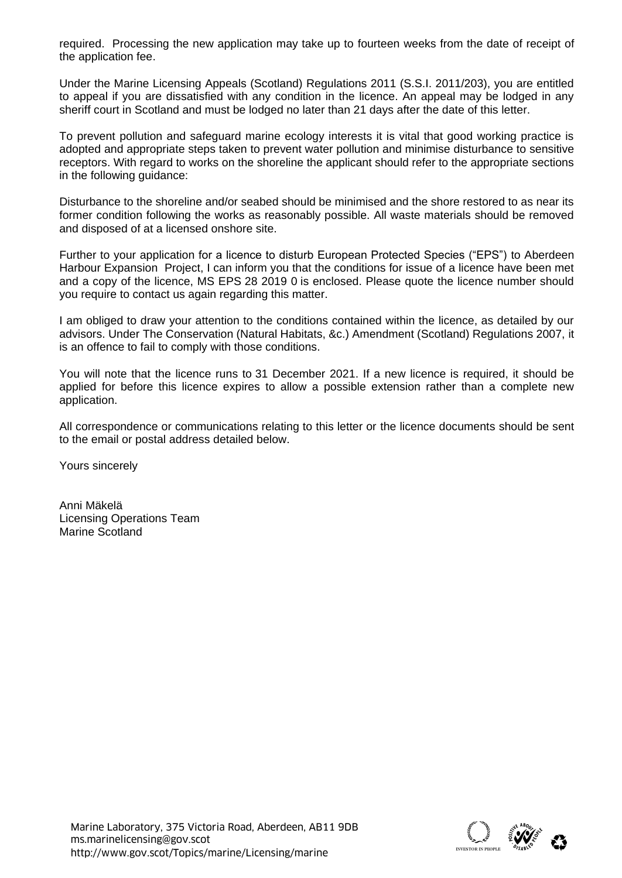required.  Processing the new application may take up to fourteen weeks from the date of receipt of the application fee.

Under the Marine Licensing Appeals (Scotland) Regulations 2011 (S.S.I. 2011/203), you are entitled to appeal if you are dissatisfied with any condition in the licence. An appeal may be lodged in any sheriff court in Scotland and must be lodged no later than 21 days after the date of this letter.

To prevent pollution and safeguard marine ecology interests it is vital that good working practice is adopted and appropriate steps taken to prevent water pollution and minimise disturbance to sensitive receptors. With regard to works on the shoreline the applicant should refer to the appropriate sections in the following guidance:

Disturbance to the shoreline and/or seabed should be minimised and the shore restored to as near its former condition following the works as reasonably possible. All waste materials should be removed and disposed of at a licensed onshore site.

Further to your application for a licence to disturb European Protected Species ("EPS") to Aberdeen Harbour Expansion  Project, I can inform you that the conditions for issue of a licence have been met and a copy of the licence, MS EPS 28 2019 0 is enclosed. Please quote the licence number should you require to contact us again regarding this matter.

I am obliged to draw your attention to the conditions contained within the licence, as detailed by our advisors. Under The Conservation (Natural Habitats, &c.) Amendment (Scotland) Regulations 2007, it is an offence to fail to comply with those conditions.

You will note that the licence runs to 31 December 2021. If a new licence is required, it should be applied for before this licence expires to allow a possible extension rather than a complete new application.

All correspondence or communications relating to this letter or the licence documents should be sent to the email or postal address detailed below.

Yours sincerely

Anni Mäkelä
Licensing Operations Team
Marine Scotland

Marine Laboratory, 375 Victoria Road, Aberdeen, AB11 9DB
ms.marinelicensing@gov.scot
http://www.gov.scot/Topics/marine/Licensing/marine